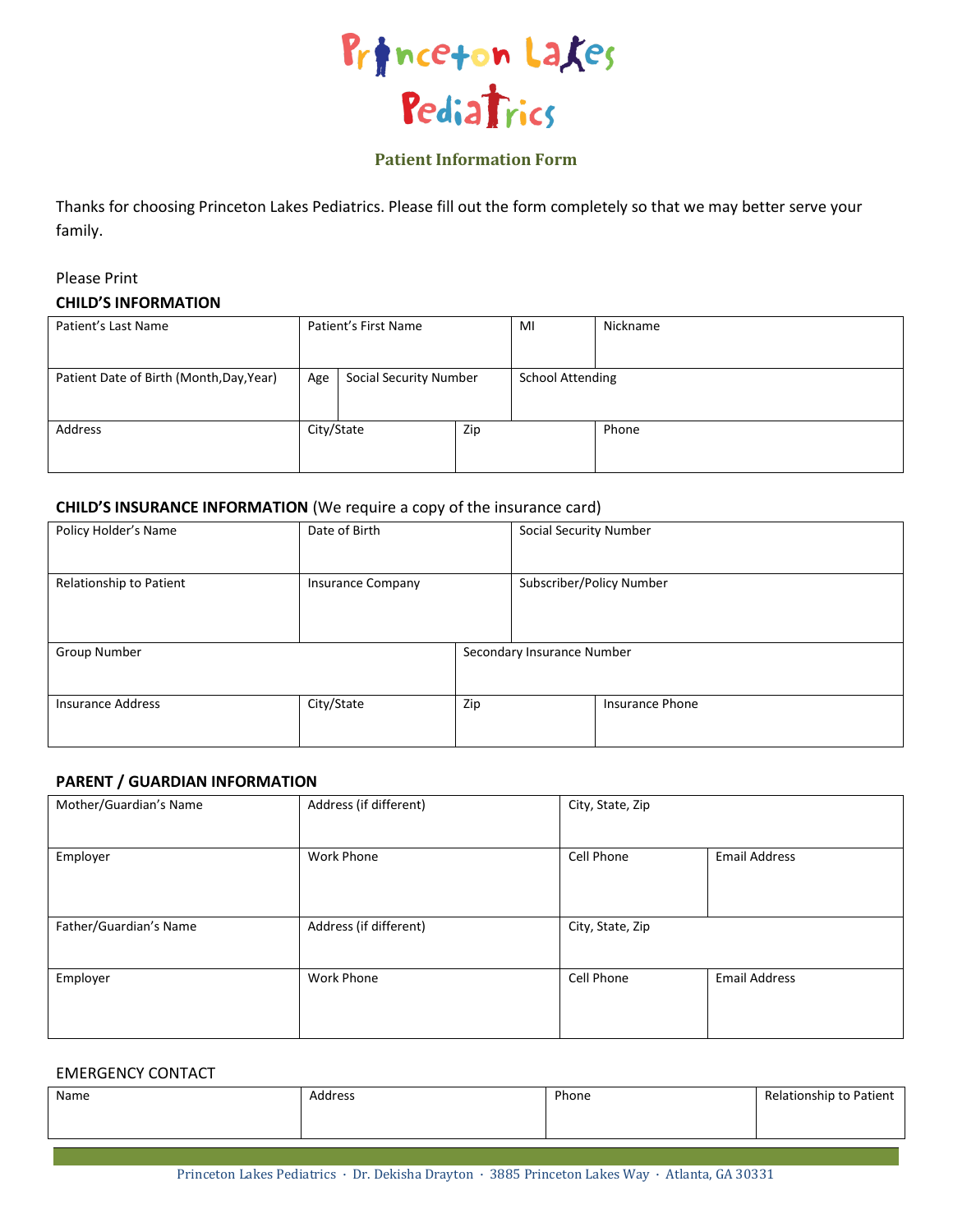# Princeton Lakes Pediatrics

## Patient Information Form

Thanks for choosing Princeton Lakes Pediatrics. Please fill out the form completely so that we may better serve your family.

Please Print

**CHILD'S INFORMATION**

| Patient's Last Name | Patient's First Name | | MI | Nickname |
|---|---|---|---|---|
| Patient Date of Birth (Month,Day,Year) | Age | Social Security Number | School Attending | |
| Address | City/State | Zip | | Phone |

**CHILD'S INSURANCE INFORMATION** (We require a copy of the insurance card)

| Policy Holder's Name | Date of Birth | | Social Security Number |
|---|---|---|---|
| Relationship to Patient | Insurance Company | | Subscriber/Policy Number |
| Group Number | | Secondary Insurance Number | |
| Insurance Address | City/State | Zip | Insurance Phone |

**PARENT / GUARDIAN INFORMATION**

| Mother/Guardian's Name | Address (if different) | City, State, Zip | |
|---|---|---|---|
| Employer | Work Phone | Cell Phone | Email Address |
| Father/Guardian's Name | Address (if different) | City, State, Zip | |
| Employer | Work Phone | Cell Phone | Email Address |

EMERGENCY CONTACT

| Name | Address | Phone | Relationship to Patient |
|---|---|---|---|
| | | | |

Princeton Lakes Pediatrics · Dr. Dekisha Drayton · 3885 Princeton Lakes Way · Atlanta, GA 30331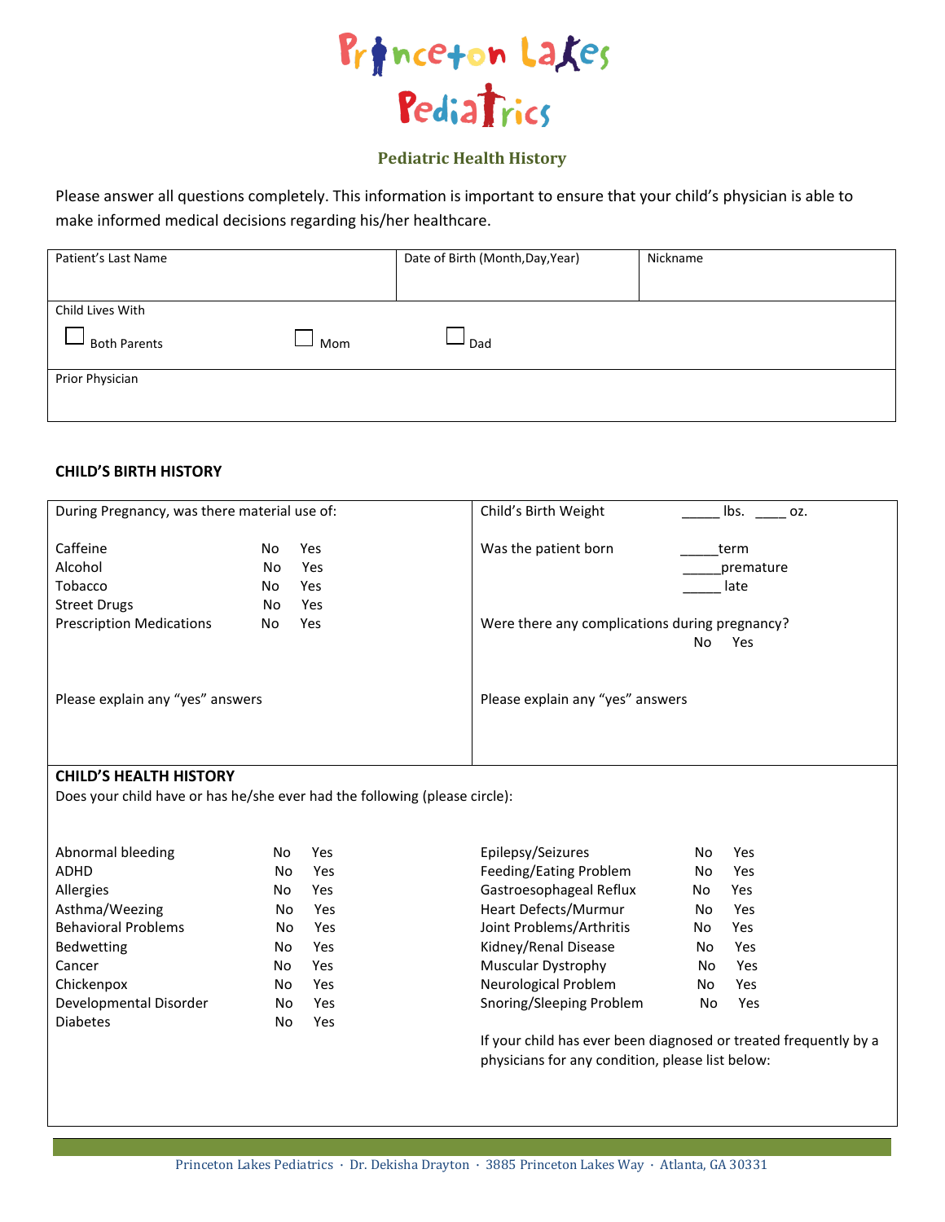# Princeton Lakes Pediatrics

## Pediatric Health History

Please answer all questions completely. This information is important to ensure that your child's physician is able to make informed medical decisions regarding his/her healthcare.

| Patient's Last Name | Date of Birth (Month,Day,Year) | Nickname |
|---|---|---|
| | | |

**Child Lives With**

☐ Both Parents ☐ Mom ☐ Dad

**Prior Physician**

### CHILD'S BIRTH HISTORY

During Pregnancy, was there material use of:

| | | |
|---|---|---|
| Caffeine | No | Yes |
| Alcohol | No | Yes |
| Tobacco | No | Yes |
| Street Drugs | No | Yes |
| Prescription Medications | No | Yes |

Please explain any "yes" answers

Child's Birth Weight _____ lbs. ____ oz.

Was the patient born _____term
_____premature
_____ late

Were there any complications during pregnancy? No Yes

Please explain any "yes" answers

### CHILD'S HEALTH HISTORY

Does your child have or has he/she ever had the following (please circle):

| | | |
|---|---|---|
| Abnormal bleeding | No | Yes |
| ADHD | No | Yes |
| Allergies | No | Yes |
| Asthma/Weezing | No | Yes |
| Behavioral Problems | No | Yes |
| Bedwetting | No | Yes |
| Cancer | No | Yes |
| Chickenpox | No | Yes |
| Developmental Disorder | No | Yes |
| Diabetes | No | Yes |
| Epilepsy/Seizures | No | Yes |
| Feeding/Eating Problem | No | Yes |
| Gastroesophageal Reflux | No | Yes |
| Heart Defects/Murmur | No | Yes |
| Joint Problems/Arthritis | No | Yes |
| Kidney/Renal Disease | No | Yes |
| Muscular Dystrophy | No | Yes |
| Neurological Problem | No | Yes |
| Snoring/Sleeping Problem | No | Yes |

If your child has ever been diagnosed or treated frequently by a physicians for any condition, please list below:

Princeton Lakes Pediatrics · Dr. Dekisha Drayton · 3885 Princeton Lakes Way · Atlanta, GA 30331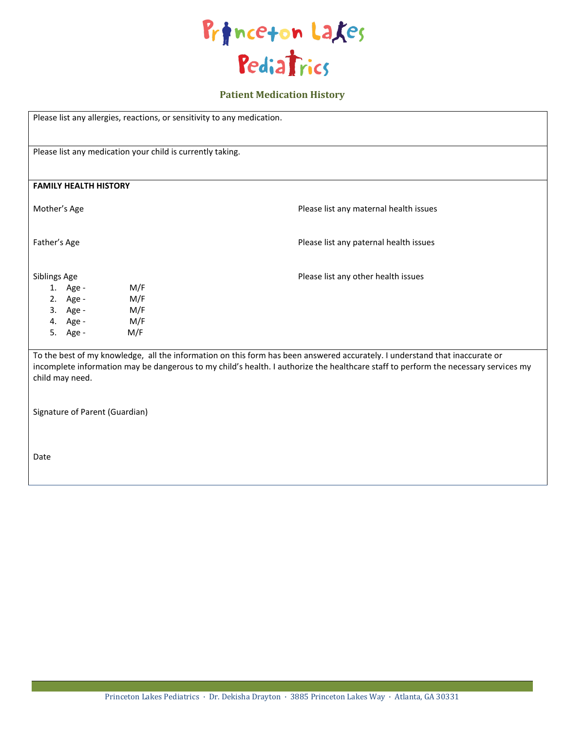# Princeton Lakes Pediatrics

## Patient Medication History

Please list any allergies, reactions, or sensitivity to any medication.

Please list any medication your child is currently taking.

**FAMILY HEALTH HISTORY**

Mother's Age

Please list any maternal health issues

Father's Age

Please list any paternal health issues

Siblings Age

1. Age - M/F
2. Age - M/F
3. Age - M/F
4. Age - M/F
5. Age - M/F

Please list any other health issues

To the best of my knowledge, all the information on this form has been answered accurately. I understand that inaccurate or incomplete information may be dangerous to my child's health. I authorize the healthcare staff to perform the necessary services my child may need.

Signature of Parent (Guardian)

Date

Princeton Lakes Pediatrics · Dr. Dekisha Drayton · 3885 Princeton Lakes Way · Atlanta, GA 30331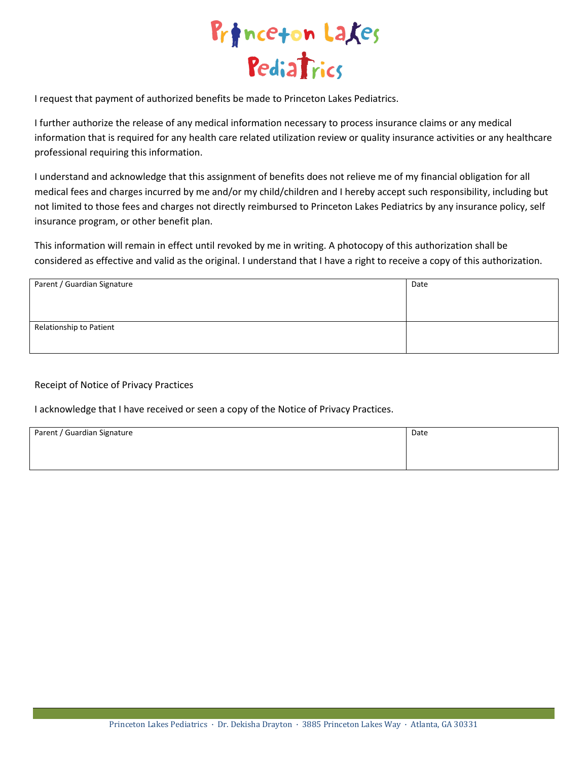# Princeton Lakes Pediatrics

I request that payment of authorized benefits be made to Princeton Lakes Pediatrics.

I further authorize the release of any medical information necessary to process insurance claims or any medical information that is required for any health care related utilization review or quality insurance activities or any healthcare professional requiring this information.

I understand and acknowledge that this assignment of benefits does not relieve me of my financial obligation for all medical fees and charges incurred by me and/or my child/children and I hereby accept such responsibility, including but not limited to those fees and charges not directly reimbursed to Princeton Lakes Pediatrics by any insurance policy, self insurance program, or other benefit plan.

This information will remain in effect until revoked by me in writing. A photocopy of this authorization shall be considered as effective and valid as the original. I understand that I have a right to receive a copy of this authorization.

| Parent / Guardian Signature | Date |
|---|---|
| Relationship to Patient | |

Receipt of Notice of Privacy Practices

I acknowledge that I have received or seen a copy of the Notice of Privacy Practices.

| Parent / Guardian Signature | Date |
|---|---|
| | |

Princeton Lakes Pediatrics · Dr. Dekisha Drayton · 3885 Princeton Lakes Way · Atlanta, GA 30331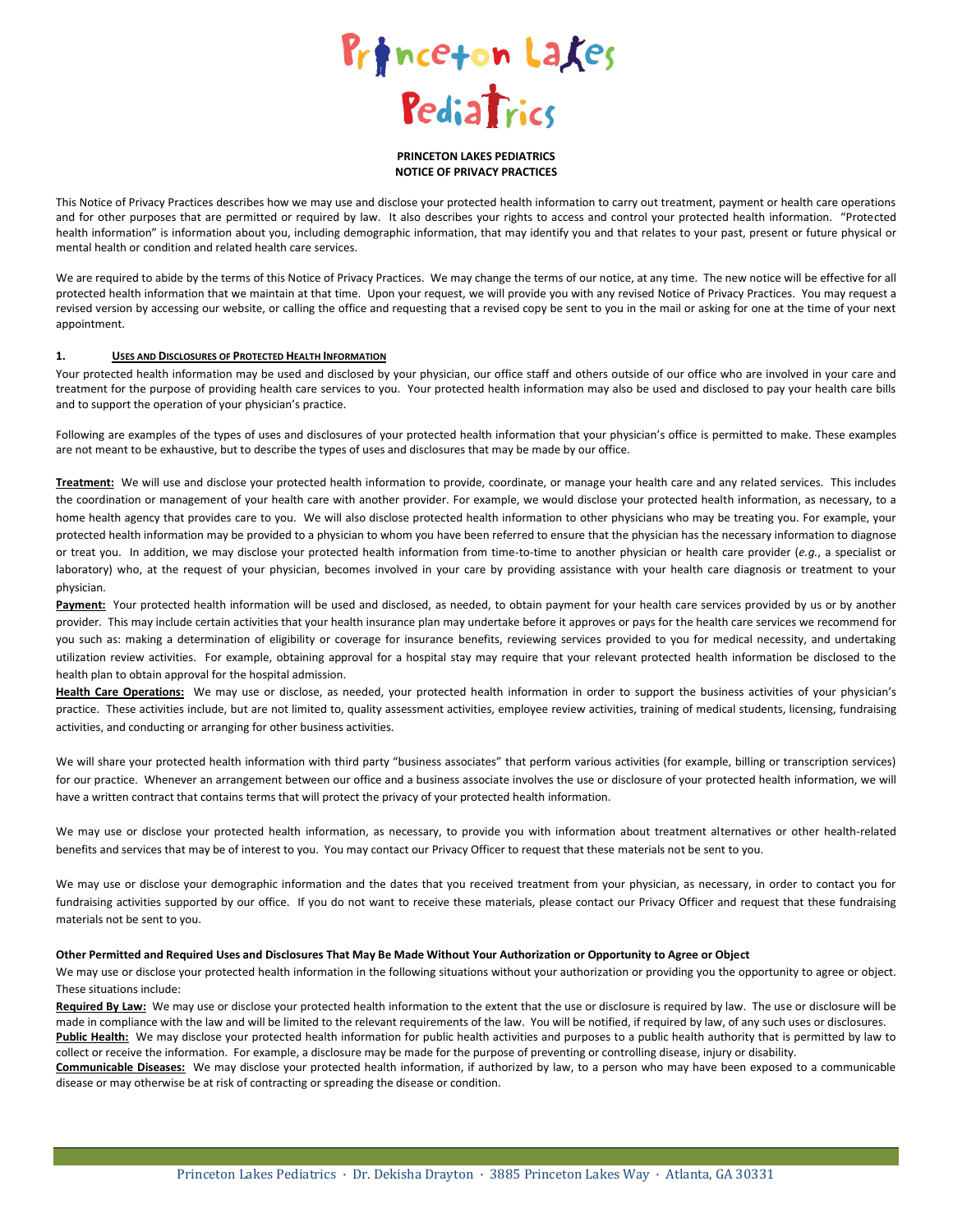**PRINCETON LAKES PEDIATRICS**
**NOTICE OF PRIVACY PRACTICES**

This Notice of Privacy Practices describes how we may use and disclose your protected health information to carry out treatment, payment or health care operations and for other purposes that are permitted or required by law. It also describes your rights to access and control your protected health information. "Protected health information" is information about you, including demographic information, that may identify you and that relates to your past, present or future physical or mental health or condition and related health care services.

We are required to abide by the terms of this Notice of Privacy Practices. We may change the terms of our notice, at any time. The new notice will be effective for all protected health information that we maintain at that time. Upon your request, we will provide you with any revised Notice of Privacy Practices. You may request a revised version by accessing our website, or calling the office and requesting that a revised copy be sent to you in the mail or asking for one at the time of your next appointment.

## 1. USES AND DISCLOSURES OF PROTECTED HEALTH INFORMATION

Your protected health information may be used and disclosed by your physician, our office staff and others outside of our office who are involved in your care and treatment for the purpose of providing health care services to you. Your protected health information may also be used and disclosed to pay your health care bills and to support the operation of your physician's practice.

Following are examples of the types of uses and disclosures of your protected health information that your physician's office is permitted to make. These examples are not meant to be exhaustive, but to describe the types of uses and disclosures that may be made by our office.

**Treatment:** We will use and disclose your protected health information to provide, coordinate, or manage your health care and any related services. This includes the coordination or management of your health care with another provider. For example, we would disclose your protected health information, as necessary, to a home health agency that provides care to you. We will also disclose protected health information to other physicians who may be treating you. For example, your protected health information may be provided to a physician to whom you have been referred to ensure that the physician has the necessary information to diagnose or treat you. In addition, we may disclose your protected health information from time-to-time to another physician or health care provider (*e.g.*, a specialist or laboratory) who, at the request of your physician, becomes involved in your care by providing assistance with your health care diagnosis or treatment to your physician.

**Payment:** Your protected health information will be used and disclosed, as needed, to obtain payment for your health care services provided by us or by another provider. This may include certain activities that your health insurance plan may undertake before it approves or pays for the health care services we recommend for you such as: making a determination of eligibility or coverage for insurance benefits, reviewing services provided to you for medical necessity, and undertaking utilization review activities. For example, obtaining approval for a hospital stay may require that your relevant protected health information be disclosed to the health plan to obtain approval for the hospital admission.

**Health Care Operations:** We may use or disclose, as needed, your protected health information in order to support the business activities of your physician's practice. These activities include, but are not limited to, quality assessment activities, employee review activities, training of medical students, licensing, fundraising activities, and conducting or arranging for other business activities.

We will share your protected health information with third party "business associates" that perform various activities (for example, billing or transcription services) for our practice. Whenever an arrangement between our office and a business associate involves the use or disclosure of your protected health information, we will have a written contract that contains terms that will protect the privacy of your protected health information.

We may use or disclose your protected health information, as necessary, to provide you with information about treatment alternatives or other health-related benefits and services that may be of interest to you. You may contact our Privacy Officer to request that these materials not be sent to you.

We may use or disclose your demographic information and the dates that you received treatment from your physician, as necessary, in order to contact you for fundraising activities supported by our office. If you do not want to receive these materials, please contact our Privacy Officer and request that these fundraising materials not be sent to you.

**Other Permitted and Required Uses and Disclosures That May Be Made Without Your Authorization or Opportunity to Agree or Object**

We may use or disclose your protected health information in the following situations without your authorization or providing you the opportunity to agree or object. These situations include:

**Required By Law:** We may use or disclose your protected health information to the extent that the use or disclosure is required by law. The use or disclosure will be made in compliance with the law and will be limited to the relevant requirements of the law. You will be notified, if required by law, of any such uses or disclosures.

**Public Health:** We may disclose your protected health information for public health activities and purposes to a public health authority that is permitted by law to collect or receive the information. For example, a disclosure may be made for the purpose of preventing or controlling disease, injury or disability.

**Communicable Diseases:** We may disclose your protected health information, if authorized by law, to a person who may have been exposed to a communicable disease or may otherwise be at risk of contracting or spreading the disease or condition.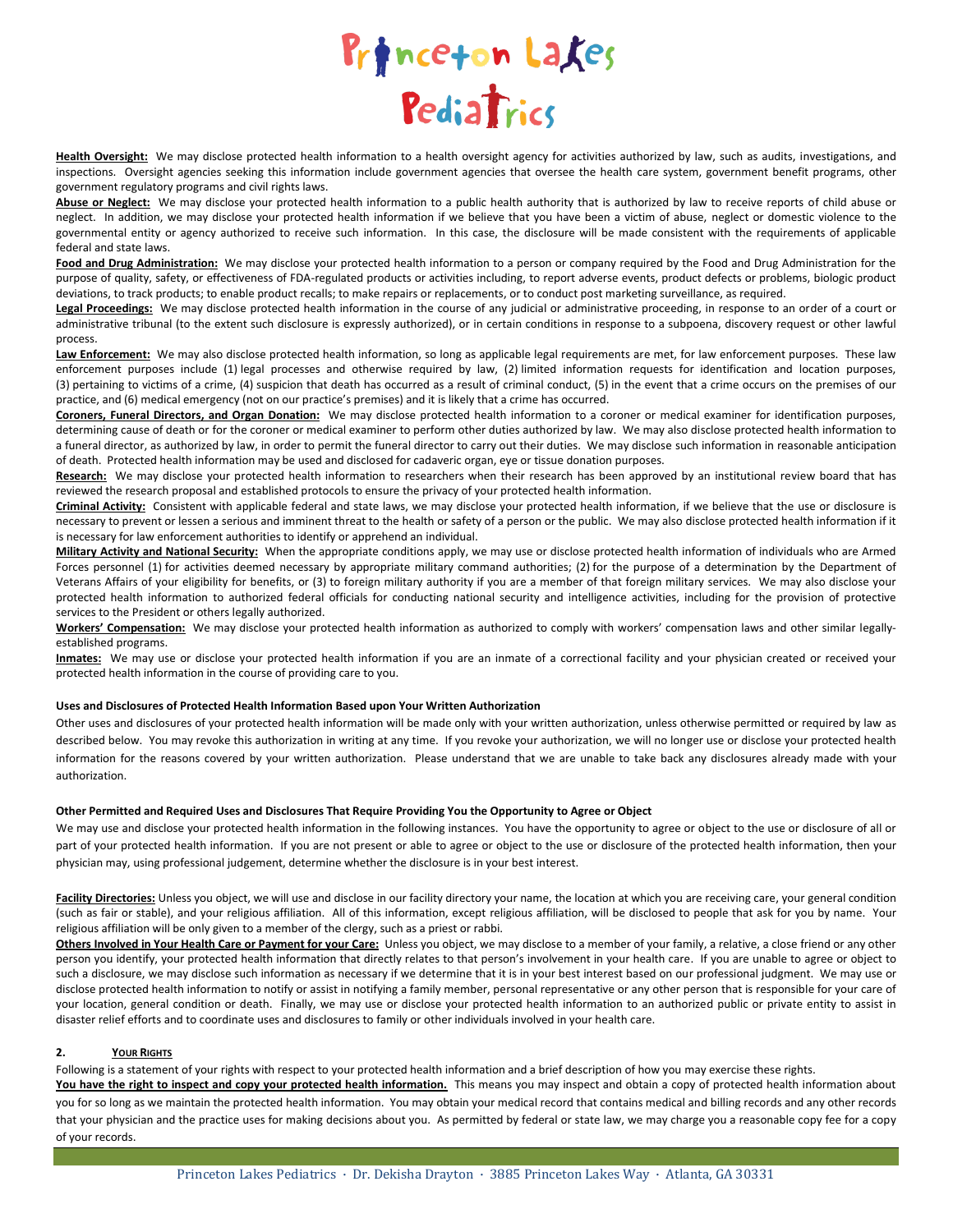**Health Oversight:** We may disclose protected health information to a health oversight agency for activities authorized by law, such as audits, investigations, and inspections. Oversight agencies seeking this information include government agencies that oversee the health care system, government benefit programs, other government regulatory programs and civil rights laws.

**Abuse or Neglect:** We may disclose your protected health information to a public health authority that is authorized by law to receive reports of child abuse or neglect. In addition, we may disclose your protected health information if we believe that you have been a victim of abuse, neglect or domestic violence to the governmental entity or agency authorized to receive such information. In this case, the disclosure will be made consistent with the requirements of applicable federal and state laws.

**Food and Drug Administration:** We may disclose your protected health information to a person or company required by the Food and Drug Administration for the purpose of quality, safety, or effectiveness of FDA-regulated products or activities including, to report adverse events, product defects or problems, biologic product deviations, to track products; to enable product recalls; to make repairs or replacements, or to conduct post marketing surveillance, as required.

**Legal Proceedings:** We may disclose protected health information in the course of any judicial or administrative proceeding, in response to an order of a court or administrative tribunal (to the extent such disclosure is expressly authorized), or in certain conditions in response to a subpoena, discovery request or other lawful process.

**Law Enforcement:** We may also disclose protected health information, so long as applicable legal requirements are met, for law enforcement purposes. These law enforcement purposes include (1) legal processes and otherwise required by law, (2) limited information requests for identification and location purposes, (3) pertaining to victims of a crime, (4) suspicion that death has occurred as a result of criminal conduct, (5) in the event that a crime occurs on the premises of our practice, and (6) medical emergency (not on our practice's premises) and it is likely that a crime has occurred.

**Coroners, Funeral Directors, and Organ Donation:** We may disclose protected health information to a coroner or medical examiner for identification purposes, determining cause of death or for the coroner or medical examiner to perform other duties authorized by law. We may also disclose protected health information to a funeral director, as authorized by law, in order to permit the funeral director to carry out their duties. We may disclose such information in reasonable anticipation of death. Protected health information may be used and disclosed for cadaveric organ, eye or tissue donation purposes.

**Research:** We may disclose your protected health information to researchers when their research has been approved by an institutional review board that has reviewed the research proposal and established protocols to ensure the privacy of your protected health information.

**Criminal Activity:** Consistent with applicable federal and state laws, we may disclose your protected health information, if we believe that the use or disclosure is necessary to prevent or lessen a serious and imminent threat to the health or safety of a person or the public. We may also disclose protected health information if it is necessary for law enforcement authorities to identify or apprehend an individual.

**Military Activity and National Security:** When the appropriate conditions apply, we may use or disclose protected health information of individuals who are Armed Forces personnel (1) for activities deemed necessary by appropriate military command authorities; (2) for the purpose of a determination by the Department of Veterans Affairs of your eligibility for benefits, or (3) to foreign military authority if you are a member of that foreign military services. We may also disclose your protected health information to authorized federal officials for conducting national security and intelligence activities, including for the provision of protective services to the President or others legally authorized.

**Workers' Compensation:** We may disclose your protected health information as authorized to comply with workers' compensation laws and other similar legally-established programs.

**Inmates:** We may use or disclose your protected health information if you are an inmate of a correctional facility and your physician created or received your protected health information in the course of providing care to you.

**Uses and Disclosures of Protected Health Information Based upon Your Written Authorization**

Other uses and disclosures of your protected health information will be made only with your written authorization, unless otherwise permitted or required by law as described below. You may revoke this authorization in writing at any time. If you revoke your authorization, we will no longer use or disclose your protected health information for the reasons covered by your written authorization. Please understand that we are unable to take back any disclosures already made with your authorization.

**Other Permitted and Required Uses and Disclosures That Require Providing You the Opportunity to Agree or Object**

We may use and disclose your protected health information in the following instances. You have the opportunity to agree or object to the use or disclosure of all or part of your protected health information. If you are not present or able to agree or object to the use or disclosure of the protected health information, then your physician may, using professional judgement, determine whether the disclosure is in your best interest.

**Facility Directories:** Unless you object, we will use and disclose in our facility directory your name, the location at which you are receiving care, your general condition (such as fair or stable), and your religious affiliation. All of this information, except religious affiliation, will be disclosed to people that ask for you by name. Your religious affiliation will be only given to a member of the clergy, such as a priest or rabbi.

**Others Involved in Your Health Care or Payment for your Care:** Unless you object, we may disclose to a member of your family, a relative, a close friend or any other person you identify, your protected health information that directly relates to that person's involvement in your health care. If you are unable to agree or object to such a disclosure, we may disclose such information as necessary if we determine that it is in your best interest based on our professional judgment. We may use or disclose protected health information to notify or assist in notifying a family member, personal representative or any other person that is responsible for your care of your location, general condition or death. Finally, we may use or disclose your protected health information to an authorized public or private entity to assist in disaster relief efforts and to coordinate uses and disclosures to family or other individuals involved in your health care.

## 2. Your Rights

Following is a statement of your rights with respect to your protected health information and a brief description of how you may exercise these rights.

**You have the right to inspect and copy your protected health information.** This means you may inspect and obtain a copy of protected health information about you for so long as we maintain the protected health information. You may obtain your medical record that contains medical and billing records and any other records that your physician and the practice uses for making decisions about you. As permitted by federal or state law, we may charge you a reasonable copy fee for a copy of your records.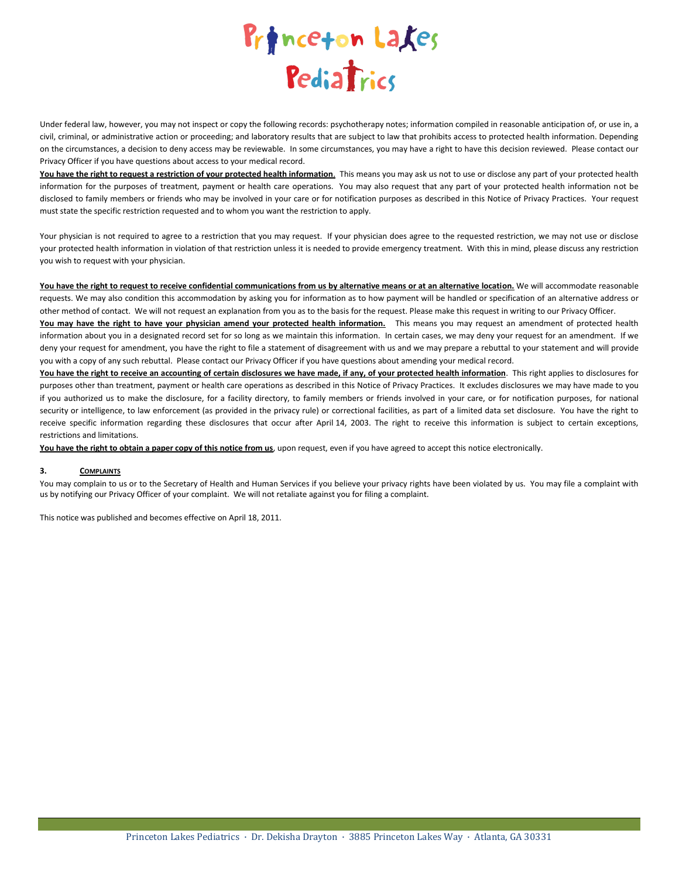Under federal law, however, you may not inspect or copy the following records: psychotherapy notes; information compiled in reasonable anticipation of, or use in, a civil, criminal, or administrative action or proceeding; and laboratory results that are subject to law that prohibits access to protected health information. Depending on the circumstances, a decision to deny access may be reviewable. In some circumstances, you may have a right to have this decision reviewed. Please contact our Privacy Officer if you have questions about access to your medical record.

**You have the right to request a restriction of your protected health information.** This means you may ask us not to use or disclose any part of your protected health information for the purposes of treatment, payment or health care operations. You may also request that any part of your protected health information not be disclosed to family members or friends who may be involved in your care or for notification purposes as described in this Notice of Privacy Practices. Your request must state the specific restriction requested and to whom you want the restriction to apply.

Your physician is not required to agree to a restriction that you may request. If your physician does agree to the requested restriction, we may not use or disclose your protected health information in violation of that restriction unless it is needed to provide emergency treatment. With this in mind, please discuss any restriction you wish to request with your physician.

**You have the right to request to receive confidential communications from us by alternative means or at an alternative location.** We will accommodate reasonable requests. We may also condition this accommodation by asking you for information as to how payment will be handled or specification of an alternative address or other method of contact. We will not request an explanation from you as to the basis for the request. Please make this request in writing to our Privacy Officer.

**You may have the right to have your physician amend your protected health information.** This means you may request an amendment of protected health information about you in a designated record set for so long as we maintain this information. In certain cases, we may deny your request for an amendment. If we deny your request for amendment, you have the right to file a statement of disagreement with us and we may prepare a rebuttal to your statement and will provide you with a copy of any such rebuttal. Please contact our Privacy Officer if you have questions about amending your medical record.

**You have the right to receive an accounting of certain disclosures we have made, if any, of your protected health information.** This right applies to disclosures for purposes other than treatment, payment or health care operations as described in this Notice of Privacy Practices. It excludes disclosures we may have made to you if you authorized us to make the disclosure, for a facility directory, to family members or friends involved in your care, or for notification purposes, for national security or intelligence, to law enforcement (as provided in the privacy rule) or correctional facilities, as part of a limited data set disclosure. You have the right to receive specific information regarding these disclosures that occur after April 14, 2003. The right to receive this information is subject to certain exceptions, restrictions and limitations.

**You have the right to obtain a paper copy of this notice from us**, upon request, even if you have agreed to accept this notice electronically.

### 3. COMPLAINTS

You may complain to us or to the Secretary of Health and Human Services if you believe your privacy rights have been violated by us. You may file a complaint with us by notifying our Privacy Officer of your complaint. We will not retaliate against you for filing a complaint.

This notice was published and becomes effective on April 18, 2011.